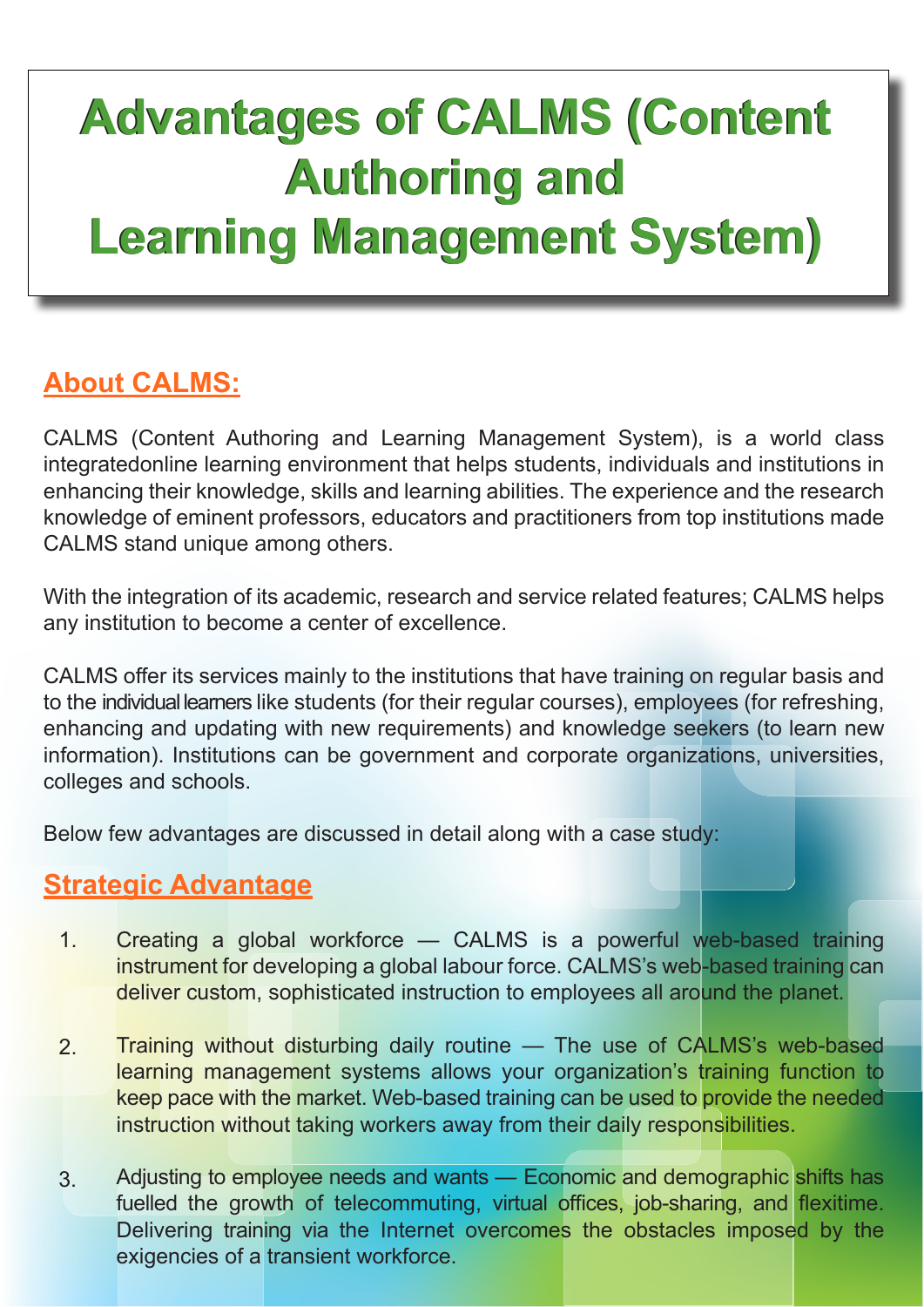# Advantages of CALMS (Content Authoring and Learning Management System)

## About CALMS:

CALMS (Content Authoring and Learning Management System), is a world class integratedonline learning environment that helps students, individuals and institutions in enhancing their knowledge, skills and learning abilities. The experience and the research knowledge of eminent professors, educators and practitioners from top institutions made CALMS stand unique among others.

With the integration of its academic, research and service related features; CALMS helps any institution to become a center of excellence.

CALMS offer its services mainly to the institutions that have training on regular basis and to the individual learners like students (for their regular courses), employees (for refreshing, enhancing and updating with new requirements) and knowledge seekers (to learn new information). Institutions can be government and corporate organizations, universities, colleges and schools.

Below few advantages are discussed in detail along with a case study:

## Strategic Advantage

1. Creating a global workforce — CALMS is a powerful web-based training instrument for developing a global labour force. CALMS's web-based training can deliver custom, sophisticated instruction to employees all around the planet.

2. Training without disturbing daily routine — The use of CALMS's web-based learning management systems allows your organization's training function to keep pace with the market. Web-based training can be used to provide the needed instruction without taking workers away from their daily responsibilities.

3. Adjusting to employee needs and wants — Economic and demographic shifts has fuelled the growth of telecommuting, virtual offices, job-sharing, and flexitime. Delivering training via the Internet overcomes the obstacles imposed by the exigencies of a transient workforce.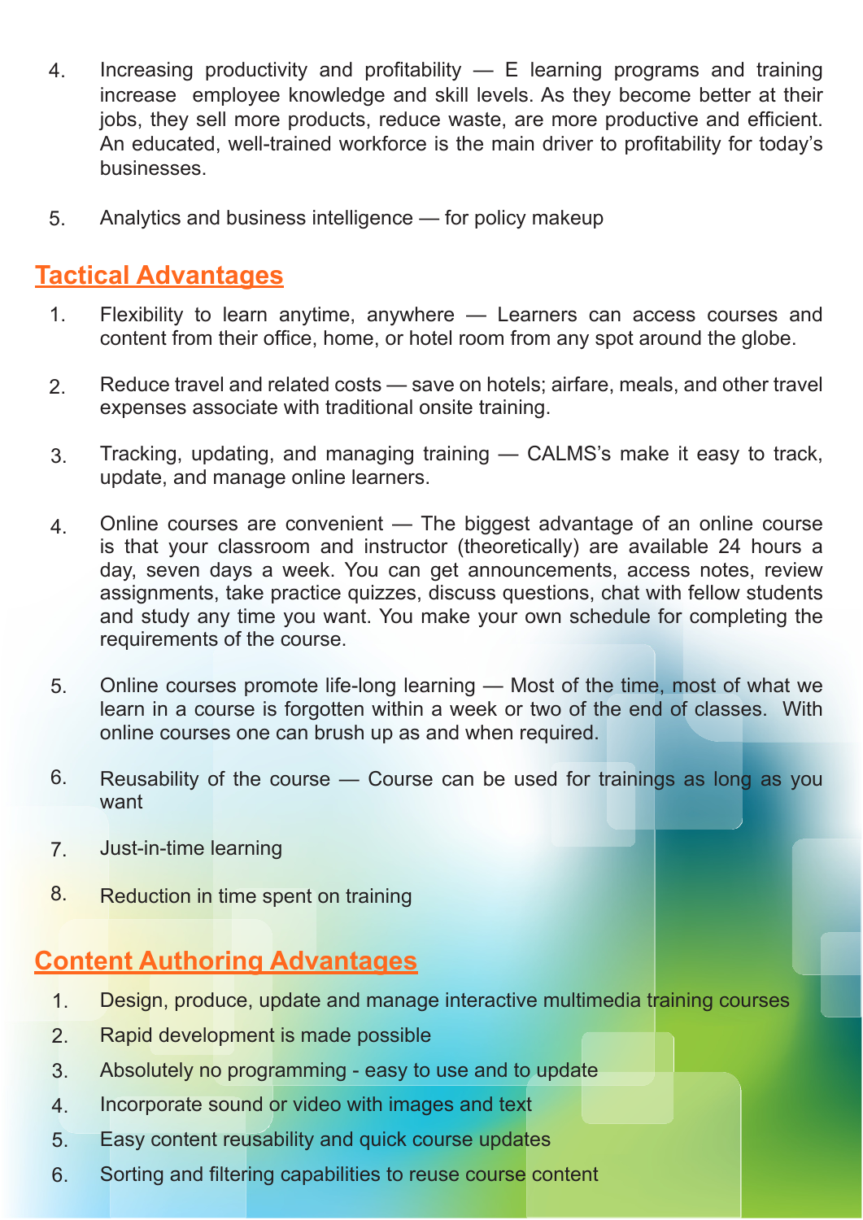4. Increasing productivity and profitability — E learning programs and training increase  employee knowledge and skill levels. As they become better at their jobs, they sell more products, reduce waste, are more productive and efficient. An educated, well-trained workforce is the main driver to profitability for today's businesses.

5. Analytics and business intelligence — for policy makeup

## Tactical Advantages

1. Flexibility to learn anytime, anywhere — Learners can access courses and content from their office, home, or hotel room from any spot around the globe.

2. Reduce travel and related costs — save on hotels; airfare, meals, and other travel expenses associate with traditional onsite training.

3. Tracking, updating, and managing training — CALMS's make it easy to track, update, and manage online learners.

4. Online courses are convenient — The biggest advantage of an online course is that your classroom and instructor (theoretically) are available 24 hours a day, seven days a week. You can get announcements, access notes, review assignments, take practice quizzes, discuss questions, chat with fellow students and study any time you want. You make your own schedule for completing the requirements of the course.

5. Online courses promote life-long learning — Most of the time, most of what we learn in a course is forgotten within a week or two of the end of classes.  With online courses one can brush up as and when required.

6. Reusability of the course — Course can be used for trainings as long as you want

7. Just-in-time learning

8. Reduction in time spent on training

## Content Authoring Advantages

1. Design, produce, update and manage interactive multimedia training courses
2. Rapid development is made possible
3. Absolutely no programming - easy to use and to update
4. Incorporate sound or video with images and text
5. Easy content reusability and quick course updates
6. Sorting and filtering capabilities to reuse course content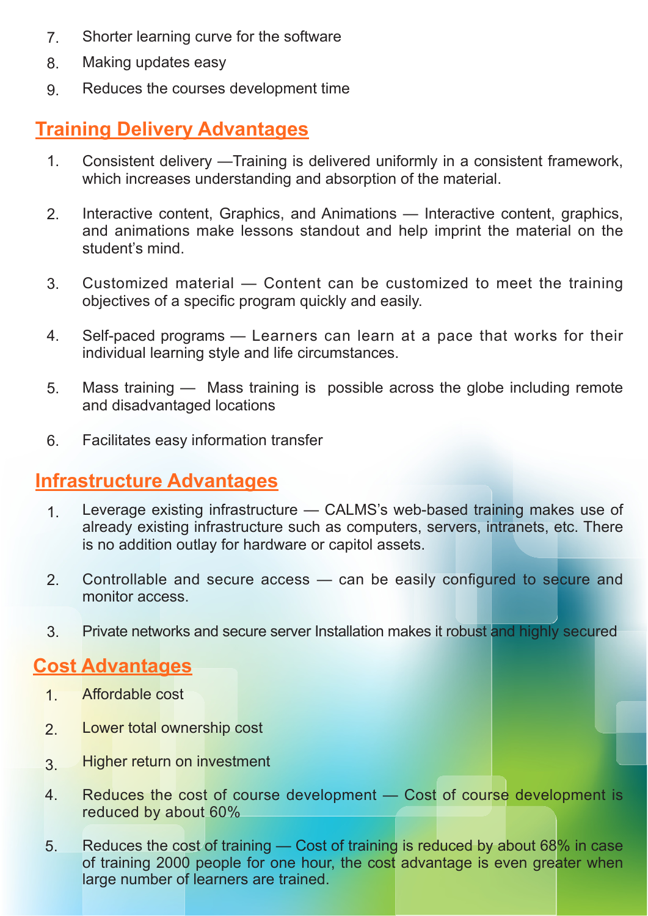7. Shorter learning curve for the software
8. Making updates easy
9. Reduces the courses development time

## Training Delivery Advantages

1. Consistent delivery —Training is delivered uniformly in a consistent framework, which increases understanding and absorption of the material.
2. Interactive content, Graphics, and Animations — Interactive content, graphics, and animations make lessons standout and help imprint the material on the student's mind.
3. Customized material — Content can be customized to meet the training objectives of a specific program quickly and easily.
4. Self-paced programs — Learners can learn at a pace that works for their individual learning style and life circumstances.
5. Mass training — Mass training is possible across the globe including remote and disadvantaged locations
6. Facilitates easy information transfer

## Infrastructure Advantages

1. Leverage existing infrastructure — CALMS's web-based training makes use of already existing infrastructure such as computers, servers, intranets, etc. There is no addition outlay for hardware or capitol assets.
2. Controllable and secure access — can be easily configured to secure and monitor access.
3. Private networks and secure server Installation makes it robust and highly secured

## Cost Advantages

1. Affordable cost
2. Lower total ownership cost
3. Higher return on investment
4. Reduces the cost of course development — Cost of course development is reduced by about 60%
5. Reduces the cost of training — Cost of training is reduced by about 68% in case of training 2000 people for one hour, the cost advantage is even greater when large number of learners are trained.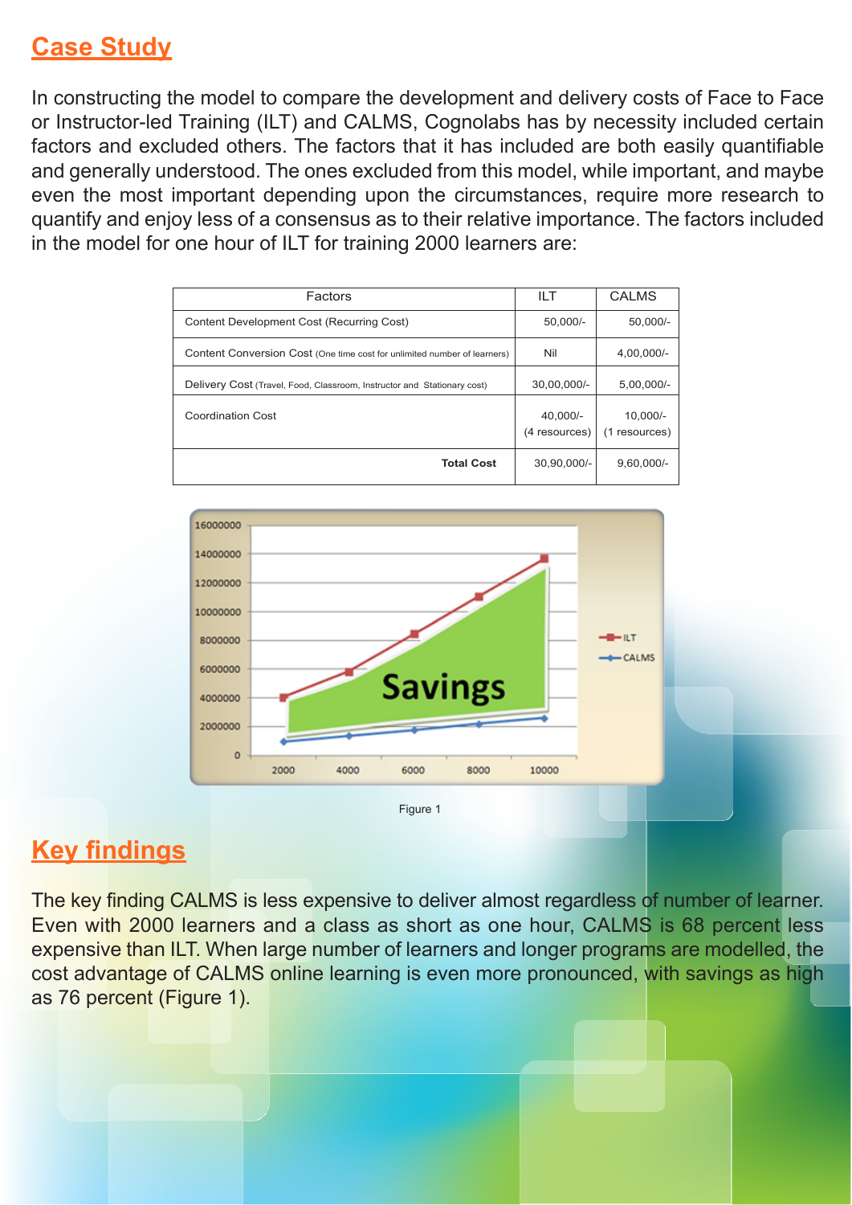## Case Study

In constructing the model to compare the development and delivery costs of Face to Face or Instructor-led Training (ILT) and CALMS, Cognolabs has by necessity included certain factors and excluded others. The factors that it has included are both easily quantifiable and generally understood. The ones excluded from this model, while important, and maybe even the most important depending upon the circumstances, require more research to quantify and enjoy less of a consensus as to their relative importance. The factors included in the model for one hour of ILT for training 2000 learners are:

| Factors | ILT | CALMS |
|---|---|---|
| Content Development Cost (Recurring Cost) | 50,000/- | 50,000/- |
| Content Conversion Cost (One time cost for unlimited number of learners) | Nil | 4,00,000/- |
| Delivery Cost (Travel, Food, Classroom, Instructor and Stationary cost) | 30,00,000/- | 5,00,000/- |
| Coordination Cost | 40,000/- (4 resources) | 10,000/- (1 resources) |
| **Total Cost** | 30,90,000/- | 9,60,000/- |

16000000
14000000
12000000
10000000
8000000
6000000
4000000
2000000
0

2000 4000 6000 8000 10000

Savings

ILT
CALMS

Figure 1

## Key findings

The key finding CALMS is less expensive to deliver almost regardless of number of learner. Even with 2000 learners and a class as short as one hour, CALMS is 68 percent less expensive than ILT. When large number of learners and longer programs are modelled, the cost advantage of CALMS online learning is even more pronounced, with savings as high as 76 percent (Figure 1).